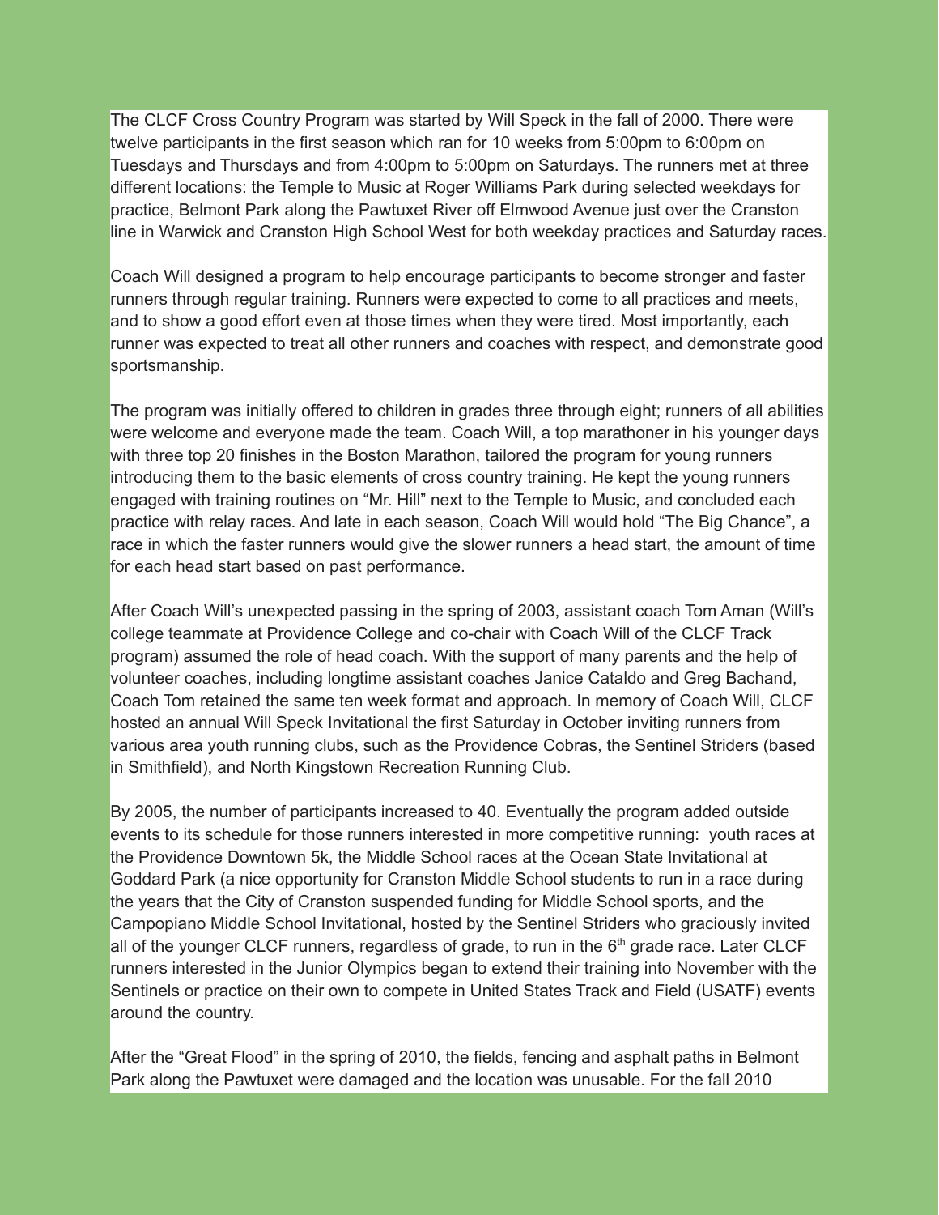The CLCF Cross Country Program was started by Will Speck in the fall of 2000. There were twelve participants in the first season which ran for 10 weeks from 5:00pm to 6:00pm on Tuesdays and Thursdays and from 4:00pm to 5:00pm on Saturdays. The runners met at three different locations: the Temple to Music at Roger Williams Park during selected weekdays for practice, Belmont Park along the Pawtuxet River off Elmwood Avenue just over the Cranston line in Warwick and Cranston High School West for both weekday practices and Saturday races.

Coach Will designed a program to help encourage participants to become stronger and faster runners through regular training. Runners were expected to come to all practices and meets, and to show a good effort even at those times when they were tired. Most importantly, each runner was expected to treat all other runners and coaches with respect, and demonstrate good sportsmanship.

The program was initially offered to children in grades three through eight; runners of all abilities were welcome and everyone made the team. Coach Will, a top marathoner in his younger days with three top 20 finishes in the Boston Marathon, tailored the program for young runners introducing them to the basic elements of cross country training. He kept the young runners engaged with training routines on "Mr. Hill" next to the Temple to Music, and concluded each practice with relay races. And late in each season, Coach Will would hold "The Big Chance", a race in which the faster runners would give the slower runners a head start, the amount of time for each head start based on past performance.

After Coach Will's unexpected passing in the spring of 2003, assistant coach Tom Aman (Will's college teammate at Providence College and co-chair with Coach Will of the CLCF Track program) assumed the role of head coach. With the support of many parents and the help of volunteer coaches, including longtime assistant coaches Janice Cataldo and Greg Bachand, Coach Tom retained the same ten week format and approach. In memory of Coach Will, CLCF hosted an annual Will Speck Invitational the first Saturday in October inviting runners from various area youth running clubs, such as the Providence Cobras, the Sentinel Striders (based in Smithfield), and North Kingstown Recreation Running Club.

By 2005, the number of participants increased to 40. Eventually the program added outside events to its schedule for those runners interested in more competitive running: youth races at the Providence Downtown 5k, the Middle School races at the Ocean State Invitational at Goddard Park (a nice opportunity for Cranston Middle School students to run in a race during the years that the City of Cranston suspended funding for Middle School sports, and the Campopiano Middle School Invitational, hosted by the Sentinel Striders who graciously invited all of the younger CLCF runners, regardless of grade, to run in the 6th grade race. Later CLCF runners interested in the Junior Olympics began to extend their training into November with the Sentinels or practice on their own to compete in United States Track and Field (USATF) events around the country.

After the "Great Flood" in the spring of 2010, the fields, fencing and asphalt paths in Belmont Park along the Pawtuxet were damaged and the location was unusable. For the fall 2010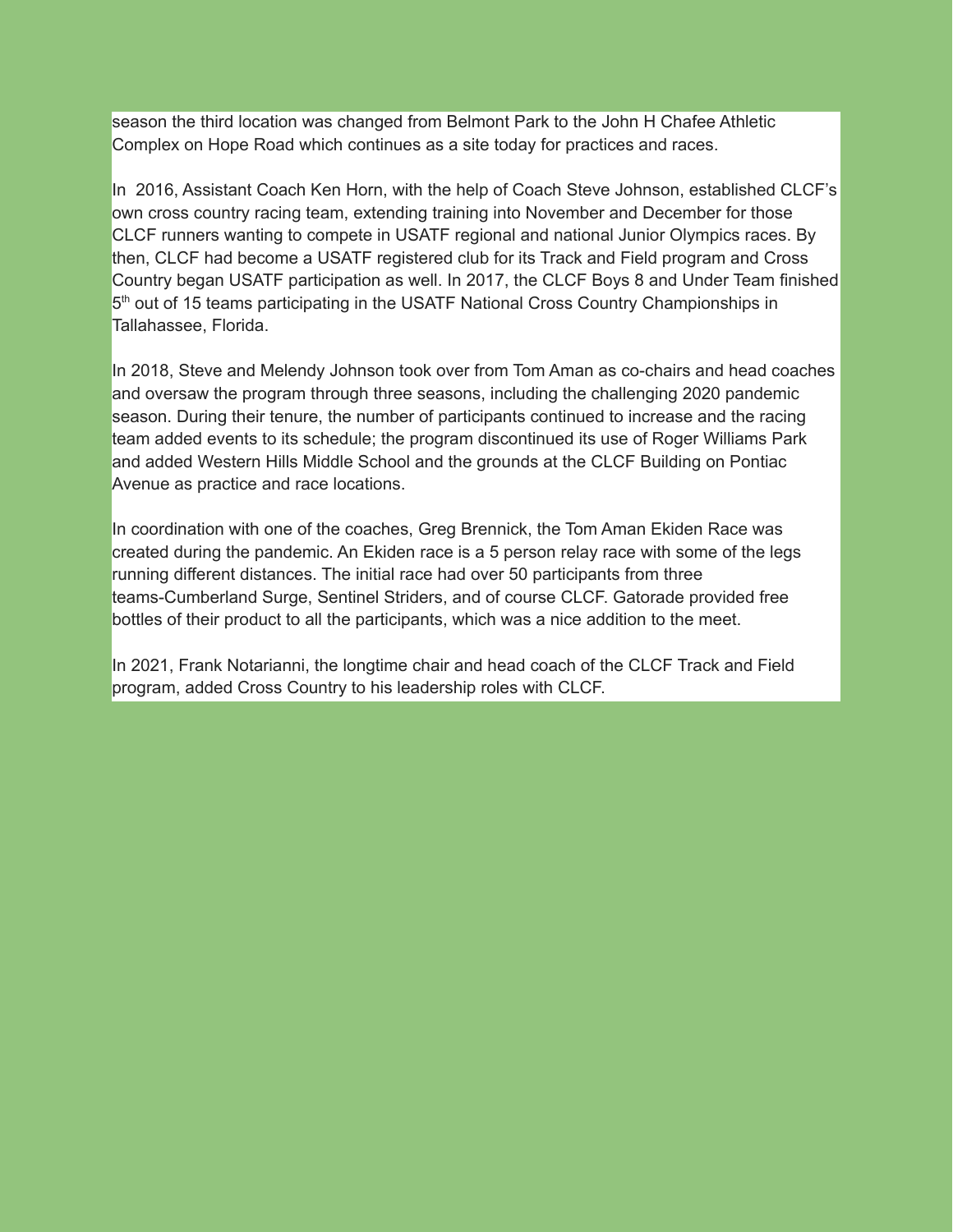season the third location was changed from Belmont Park to the John H Chafee Athletic Complex on Hope Road which continues as a site today for practices and races.

In 2016, Assistant Coach Ken Horn, with the help of Coach Steve Johnson, established CLCF's own cross country racing team, extending training into November and December for those CLCF runners wanting to compete in USATF regional and national Junior Olympics races. By then, CLCF had become a USATF registered club for its Track and Field program and Cross Country began USATF participation as well. In 2017, the CLCF Boys 8 and Under Team finished 5th out of 15 teams participating in the USATF National Cross Country Championships in Tallahassee, Florida.

In 2018, Steve and Melendy Johnson took over from Tom Aman as co-chairs and head coaches and oversaw the program through three seasons, including the challenging 2020 pandemic season. During their tenure, the number of participants continued to increase and the racing team added events to its schedule; the program discontinued its use of Roger Williams Park and added Western Hills Middle School and the grounds at the CLCF Building on Pontiac Avenue as practice and race locations.

In coordination with one of the coaches, Greg Brennick, the Tom Aman Ekiden Race was created during the pandemic. An Ekiden race is a 5 person relay race with some of the legs running different distances. The initial race had over 50 participants from three teams-Cumberland Surge, Sentinel Striders, and of course CLCF. Gatorade provided free bottles of their product to all the participants, which was a nice addition to the meet.

In 2021, Frank Notarianni, the longtime chair and head coach of the CLCF Track and Field program, added Cross Country to his leadership roles with CLCF.